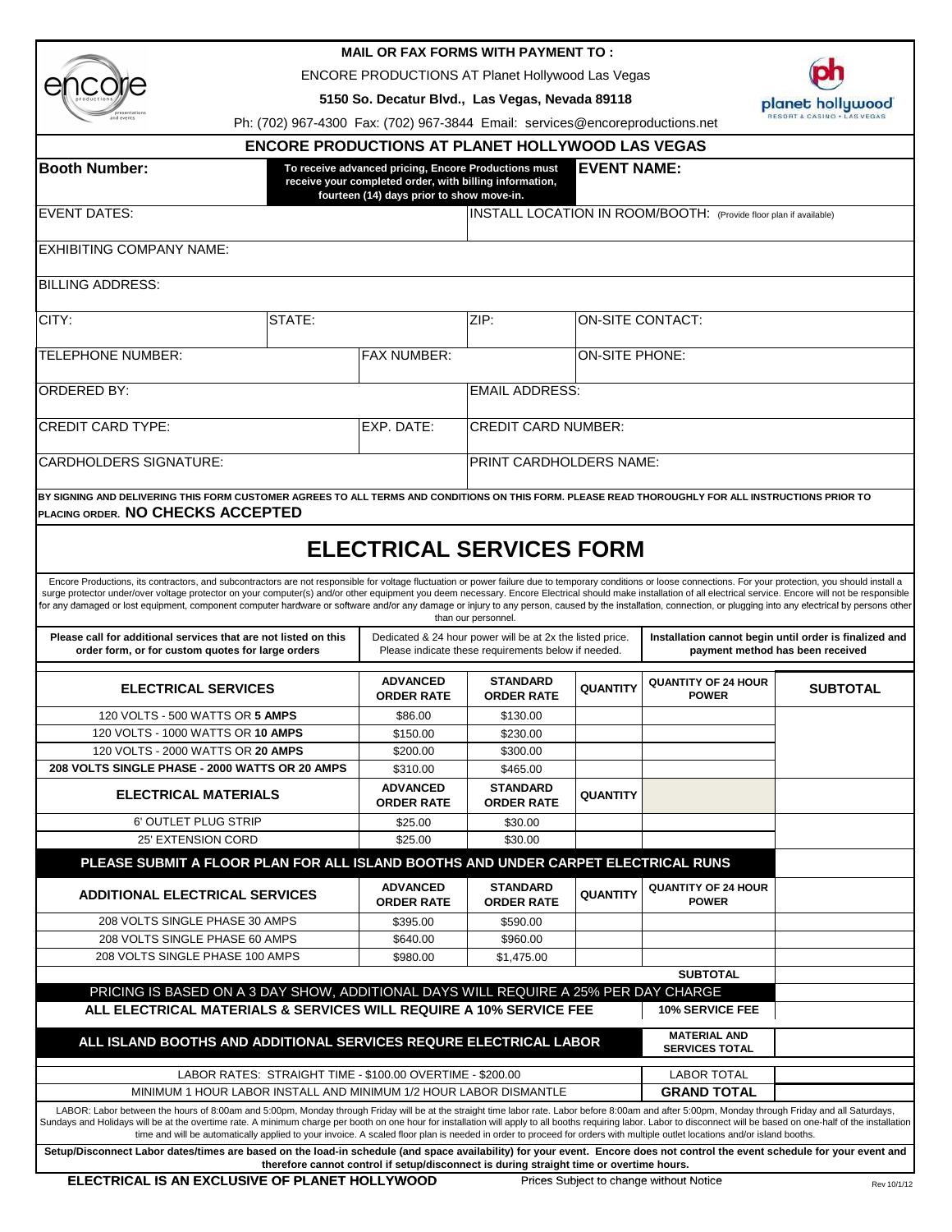**MAIL OR FAX FORMS WITH PAYMENT TO :**

ENCORE PRODUCTIONS AT Planet Hollywood Las Vegas

**5150 So. Decatur Blvd., Las Vegas, Nevada 89118**

Ph: (702) 967-4300 Fax: (702) 967-3844 Email: services@encoreproductions.net

## ENCORE PRODUCTIONS AT PLANET HOLLYWOOD LAS VEGAS

| **Booth Number:** | **To receive advanced pricing, Encore Productions must receive your completed order, with billing information, fourteen (14) days prior to show move-in.** | **EVENT NAME:** |
|---|---|---|

EVENT DATES:

INSTALL LOCATION IN ROOM/BOOTH: (Provide floor plan if available)

EXHIBITING COMPANY NAME:

BILLING ADDRESS:

| CITY: | STATE: | ZIP: | ON-SITE CONTACT: |
|---|---|---|---|

| TELEPHONE NUMBER: | FAX NUMBER: | ON-SITE PHONE: |
|---|---|---|

| ORDERED BY: | EMAIL ADDRESS: |
|---|---|

| CREDIT CARD TYPE: | EXP. DATE: | CREDIT CARD NUMBER: |
|---|---|---|

| CARDHOLDERS SIGNATURE: | PRINT CARDHOLDERS NAME: |
|---|---|

**BY SIGNING AND DELIVERING THIS FORM CUSTOMER AGREES TO ALL TERMS AND CONDITIONS ON THIS FORM. PLEASE READ THOROUGHLY FOR ALL INSTRUCTIONS PRIOR TO PLACING ORDER. NO CHECKS ACCEPTED**

# ELECTRICAL SERVICES FORM

Encore Productions, its contractors, and subcontractors are not responsible for voltage fluctuation or power failure due to temporary conditions or loose connections. For your protection, you should install a surge protector under/over voltage protector on your computer(s) and/or other equipment you deem necessary. Encore Electrical should make installation of all electrical service. Encore will not be responsible for any damaged or lost equipment, component computer hardware or software and/or any damage or injury to any person, caused by the installation, connection, or plugging into any electrical by persons other than our personnel.

| **Please call for additional services that are not listed on this order form, or for custom quotes for large orders** | Dedicated & 24 hour power will be at 2x the listed price. Please indicate these requirements below if needed. | **Installation cannot begin until order is finalized and payment method has been received** |
|---|---|---|

| **ELECTRICAL SERVICES** | **ADVANCED ORDER RATE** | **STANDARD ORDER RATE** | **QUANTITY** | **QUANTITY OF 24 HOUR POWER** | **SUBTOTAL** |
|---|---|---|---|---|---|
| 120 VOLTS - 500 WATTS OR **5 AMPS** | $86.00 | $130.00 | | | |
| 120 VOLTS - 1000 WATTS OR **10 AMPS** | $150.00 | $230.00 | | | |
| 120 VOLTS - 2000 WATTS OR **20 AMPS** | $200.00 | $300.00 | | | |
| **208 VOLTS SINGLE PHASE - 2000 WATTS OR 20 AMPS** | $310.00 | $465.00 | | | |
| **ELECTRICAL MATERIALS** | **ADVANCED ORDER RATE** | **STANDARD ORDER RATE** | **QUANTITY** | | |
| 6' OUTLET PLUG STRIP | $25.00 | $30.00 | | | |
| 25' EXTENSION CORD | $25.00 | $30.00 | | | |
| **PLEASE SUBMIT A FLOOR PLAN FOR ALL ISLAND BOOTHS AND UNDER CARPET ELECTRICAL RUNS** | | | | | |
| **ADDITIONAL ELECTRICAL SERVICES** | **ADVANCED ORDER RATE** | **STANDARD ORDER RATE** | **QUANTITY** | **QUANTITY OF 24 HOUR POWER** | |
| 208 VOLTS SINGLE PHASE 30 AMPS | $395.00 | $590.00 | | | |
| 208 VOLTS SINGLE PHASE 60 AMPS | $640.00 | $960.00 | | | |
| 208 VOLTS SINGLE PHASE 100 AMPS | $980.00 | $1,475.00 | | | |
| | | | | **SUBTOTAL** | |
| PRICING IS BASED ON A 3 DAY SHOW, ADDITIONAL DAYS WILL REQUIRE A 25% PER DAY CHARGE | | | | | |
| **ALL ELECTRICAL MATERIALS & SERVICES WILL REQUIRE A 10% SERVICE FEE** | | | | **10% SERVICE FEE** | |
| **ALL ISLAND BOOTHS AND ADDITIONAL SERVICES REQURE ELECTRICAL LABOR** | | | | **MATERIAL AND SERVICES TOTAL** | |
| LABOR RATES: STRAIGHT TIME - $100.00 OVERTIME - $200.00 | | | | LABOR TOTAL | |
| MINIMUM 1 HOUR LABOR INSTALL AND MINIMUM 1/2 HOUR LABOR DISMANTLE | | | | **GRAND TOTAL** | |

LABOR: Labor between the hours of 8:00am and 5:00pm, Monday through Friday will be at the straight time labor rate. Labor before 8:00am and after 5:00pm, Monday through Friday and all Saturdays, Sundays and Holidays will be at the overtime rate. A minimum charge per booth on one hour for installation will apply to all booths requiring labor. Labor to disconnect will be based on one-half of the installation time and will be automatically applied to your invoice. A scaled floor plan is needed in order to proceed for orders with multiple outlet locations and/or island booths.

**Setup/Disconnect Labor dates/times are based on the load-in schedule (and space availability) for your event. Encore does not control the event schedule for your event and therefore cannot control if setup/disconnect is during straight time or overtime hours.**

**ELECTRICAL IS AN EXCLUSIVE OF PLANET HOLLYWOOD**

Prices Subject to change without Notice

Rev 10/1/12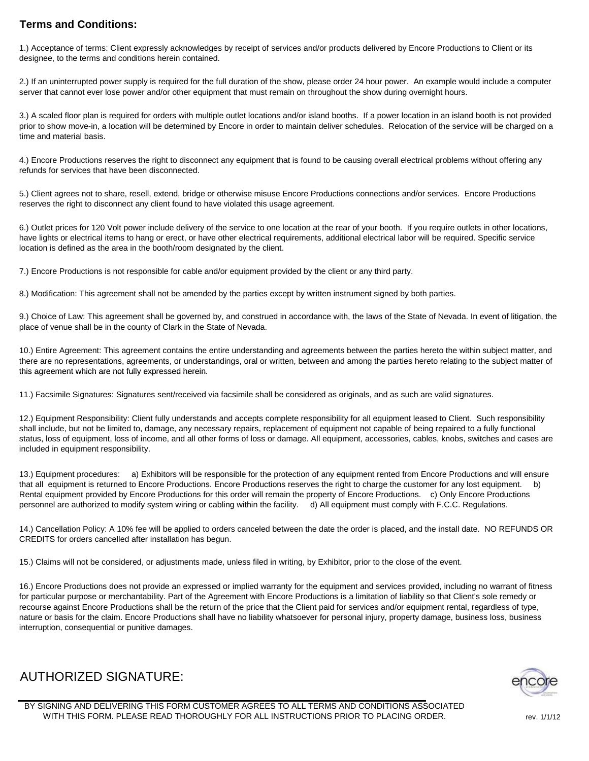## Terms and Conditions:

1.) Acceptance of terms: Client expressly acknowledges by receipt of services and/or products delivered by Encore Productions to Client or its designee, to the terms and conditions herein contained.

2.) If an uninterrupted power supply is required for the full duration of the show, please order 24 hour power. An example would include a computer server that cannot ever lose power and/or other equipment that must remain on throughout the show during overnight hours.

3.) A scaled floor plan is required for orders with multiple outlet locations and/or island booths. If a power location in an island booth is not provided prior to show move-in, a location will be determined by Encore in order to maintain deliver schedules. Relocation of the service will be charged on a time and material basis.

4.) Encore Productions reserves the right to disconnect any equipment that is found to be causing overall electrical problems without offering any refunds for services that have been disconnected.

5.) Client agrees not to share, resell, extend, bridge or otherwise misuse Encore Productions connections and/or services. Encore Productions reserves the right to disconnect any client found to have violated this usage agreement.

6.) Outlet prices for 120 Volt power include delivery of the service to one location at the rear of your booth. If you require outlets in other locations, have lights or electrical items to hang or erect, or have other electrical requirements, additional electrical labor will be required. Specific service location is defined as the area in the booth/room designated by the client.

7.) Encore Productions is not responsible for cable and/or equipment provided by the client or any third party.

8.) Modification: This agreement shall not be amended by the parties except by written instrument signed by both parties.

9.) Choice of Law: This agreement shall be governed by, and construed in accordance with, the laws of the State of Nevada. In event of litigation, the place of venue shall be in the county of Clark in the State of Nevada.

10.) Entire Agreement: This agreement contains the entire understanding and agreements between the parties hereto the within subject matter, and there are no representations, agreements, or understandings, oral or written, between and among the parties hereto relating to the subject matter of this agreement which are not fully expressed herein.

11.) Facsimile Signatures: Signatures sent/received via facsimile shall be considered as originals, and as such are valid signatures.

12.) Equipment Responsibility: Client fully understands and accepts complete responsibility for all equipment leased to Client. Such responsibility shall include, but not be limited to, damage, any necessary repairs, replacement of equipment not capable of being repaired to a fully functional status, loss of equipment, loss of income, and all other forms of loss or damage. All equipment, accessories, cables, knobs, switches and cases are included in equipment responsibility.

13.) Equipment procedures: a) Exhibitors will be responsible for the protection of any equipment rented from Encore Productions and will ensure that all equipment is returned to Encore Productions. Encore Productions reserves the right to charge the customer for any lost equipment. b) Rental equipment provided by Encore Productions for this order will remain the property of Encore Productions. c) Only Encore Productions personnel are authorized to modify system wiring or cabling within the facility. d) All equipment must comply with F.C.C. Regulations.

14.) Cancellation Policy: A 10% fee will be applied to orders canceled between the date the order is placed, and the install date. NO REFUNDS OR CREDITS for orders cancelled after installation has begun.

15.) Claims will not be considered, or adjustments made, unless filed in writing, by Exhibitor, prior to the close of the event.

16.) Encore Productions does not provide an expressed or implied warranty for the equipment and services provided, including no warrant of fitness for particular purpose or merchantability. Part of the Agreement with Encore Productions is a limitation of liability so that Client's sole remedy or recourse against Encore Productions shall be the return of the price that the Client paid for services and/or equipment rental, regardless of type, nature or basis for the claim. Encore Productions shall have no liability whatsoever for personal injury, property damage, business loss, business interruption, consequential or punitive damages.

AUTHORIZED SIGNATURE:

BY SIGNING AND DELIVERING THIS FORM CUSTOMER AGREES TO ALL TERMS AND CONDITIONS ASSOCIATED WITH THIS FORM. PLEASE READ THOROUGHLY FOR ALL INSTRUCTIONS PRIOR TO PLACING ORDER.

rev. 1/1/12